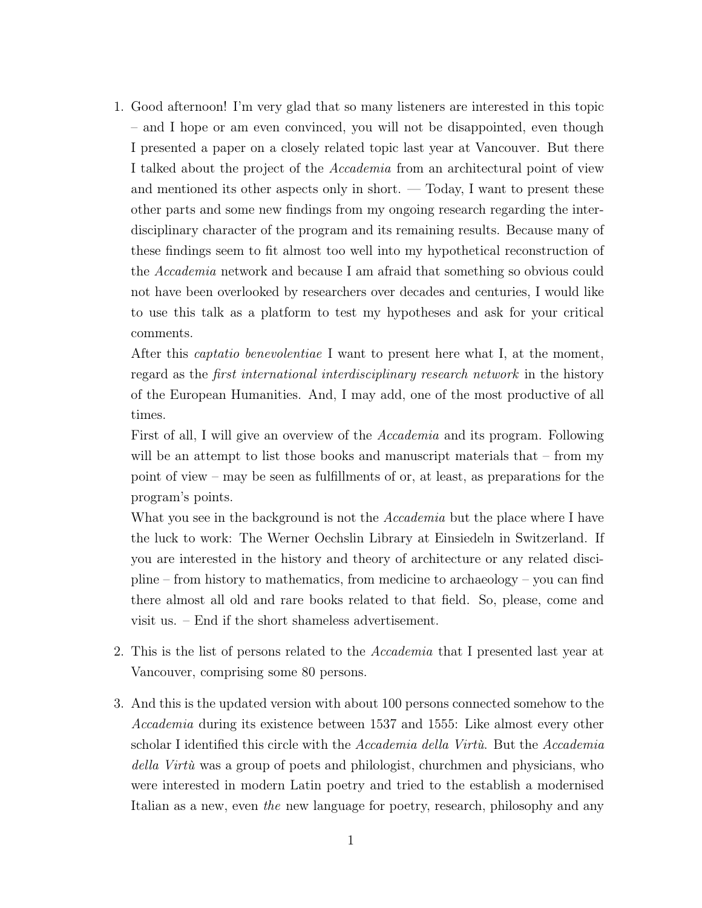1. Good afternoon! I'm very glad that so many listeners are interested in this topic – and I hope or am even convinced, you will not be disappointed, even though I presented a paper on a closely related topic last year at Vancouver. But there I talked about the project of the *Accademia* from an architectural point of view and mentioned its other aspects only in short. — Today, I want to present these other parts and some new findings from my ongoing research regarding the interdisciplinary character of the program and its remaining results. Because many of these findings seem to fit almost too well into my hypothetical reconstruction of the *Accademia* network and because I am afraid that something so obvious could not have been overlooked by researchers over decades and centuries, I would like to use this talk as a platform to test my hypotheses and ask for your critical comments.

   After this *captatio benevolentiae* I want to present here what I, at the moment, regard as the *first international interdisciplinary research network* in the history of the European Humanities. And, I may add, one of the most productive of all times.

   First of all, I will give an overview of the *Accademia* and its program. Following will be an attempt to list those books and manuscript materials that – from my point of view – may be seen as fulfillments of or, at least, as preparations for the program's points.

   What you see in the background is not the *Accademia* but the place where I have the luck to work: The Werner Oechslin Library at Einsiedeln in Switzerland. If you are interested in the history and theory of architecture or any related discipline – from history to mathematics, from medicine to archaeology – you can find there almost all old and rare books related to that field. So, please, come and visit us. – End if the short shameless advertisement.

2. This is the list of persons related to the *Accademia* that I presented last year at Vancouver, comprising some 80 persons.

3. And this is the updated version with about 100 persons connected somehow to the *Accademia* during its existence between 1537 and 1555: Like almost every other scholar I identified this circle with the *Accademia della Virtù*. But the *Accademia della Virtù* was a group of poets and philologist, churchmen and physicians, who were interested in modern Latin poetry and tried to the establish a modernised Italian as a new, even *the* new language for poetry, research, philosophy and any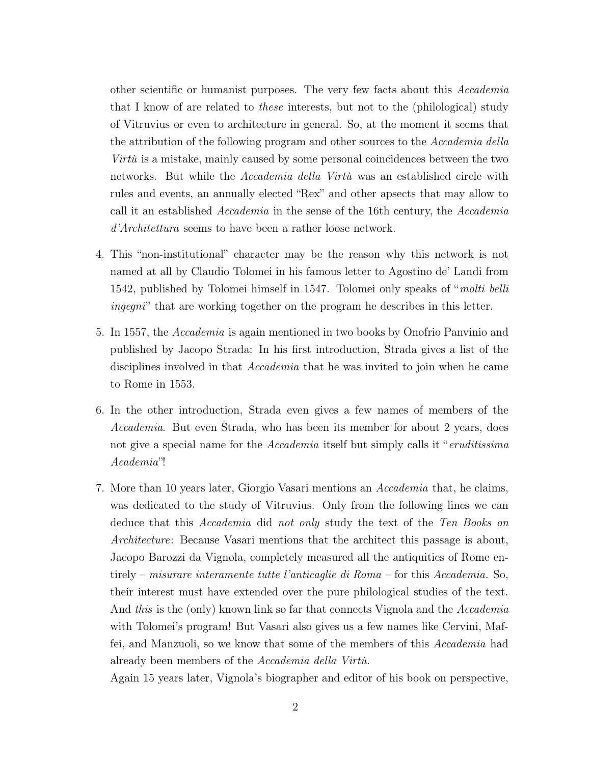other scientific or humanist purposes. The very few facts about this *Accademia* that I know of are related to *these* interests, but not to the (philological) study of Vitruvius or even to architecture in general. So, at the moment it seems that the attribution of the following program and other sources to the *Accademia della Virtù* is a mistake, mainly caused by some personal coincidences between the two networks. But while the *Accademia della Virtù* was an established circle with rules and events, an annually elected "Rex" and other apsects that may allow to call it an established *Accademia* in the sense of the 16th century, the *Accademia d'Architettura* seems to have been a rather loose network.

4. This "non-institutional" character may be the reason why this network is not named at all by Claudio Tolomei in his famous letter to Agostino de' Landi from 1542, published by Tolomei himself in 1547. Tolomei only speaks of "*molti belli ingegni*" that are working together on the program he describes in this letter.

5. In 1557, the *Accademia* is again mentioned in two books by Onofrio Panvinio and published by Jacopo Strada: In his first introduction, Strada gives a list of the disciplines involved in that *Accademia* that he was invited to join when he came to Rome in 1553.

6. In the other introduction, Strada even gives a few names of members of the *Accademia*. But even Strada, who has been its member for about 2 years, does not give a special name for the *Accademia* itself but simply calls it "*eruditissima Academia*"!

7. More than 10 years later, Giorgio Vasari mentions an *Accademia* that, he claims, was dedicated to the study of Vitruvius. Only from the following lines we can deduce that this *Accademia* did *not only* study the text of the *Ten Books on Architecture*: Because Vasari mentions that the architect this passage is about, Jacopo Barozzi da Vignola, completely measured all the antiquities of Rome entirely – *misurare interamente tutte l'anticaglie di Roma* – for this *Accademia*. So, their interest must have extended over the pure philological studies of the text. And *this* is the (only) known link so far that connects Vignola and the *Accademia* with Tolomei's program! But Vasari also gives us a few names like Cervini, Maffei, and Manzuoli, so we know that some of the members of this *Accademia* had already been members of the *Accademia della Virtù*.

   Again 15 years later, Vignola's biographer and editor of his book on perspective,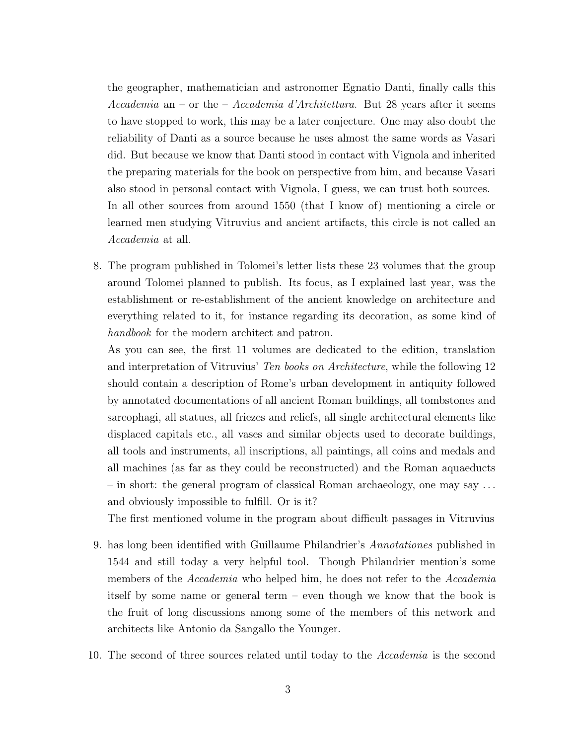the geographer, mathematician and astronomer Egnatio Danti, finally calls this *Accademia* an – or the – *Accademia d'Architettura.* But 28 years after it seems to have stopped to work, this may be a later conjecture. One may also doubt the reliability of Danti as a source because he uses almost the same words as Vasari did. But because we know that Danti stood in contact with Vignola and inherited the preparing materials for the book on perspective from him, and because Vasari also stood in personal contact with Vignola, I guess, we can trust both sources.
In all other sources from around 1550 (that I know of) mentioning a circle or learned men studying Vitruvius and ancient artifacts, this circle is not called an *Accademia* at all.

8. The program published in Tolomei's letter lists these 23 volumes that the group around Tolomei planned to publish. Its focus, as I explained last year, was the establishment or re-establishment of the ancient knowledge on architecture and everything related to it, for instance regarding its decoration, as some kind of *handbook* for the modern architect and patron.
As you can see, the first 11 volumes are dedicated to the edition, translation and interpretation of Vitruvius' *Ten books on Architecture*, while the following 12 should contain a description of Rome's urban development in antiquity followed by annotated documentations of all ancient Roman buildings, all tombstones and sarcophagi, all statues, all friezes and reliefs, all single architectural elements like displaced capitals etc., all vases and similar objects used to decorate buildings, all tools and instruments, all inscriptions, all paintings, all coins and medals and all machines (as far as they could be reconstructed) and the Roman aquaeducts – in short: the general program of classical Roman archaeology, one may say ... and obviously impossible to fulfill. Or is it?
The first mentioned volume in the program about difficult passages in Vitruvius

9. has long been identified with Guillaume Philandrier's *Annotationes* published in 1544 and still today a very helpful tool. Though Philandrier mention's some members of the *Accademia* who helped him, he does not refer to the *Accademia* itself by some name or general term – even though we know that the book is the fruit of long discussions among some of the members of this network and architects like Antonio da Sangallo the Younger.

10. The second of three sources related until today to the *Accademia* is the second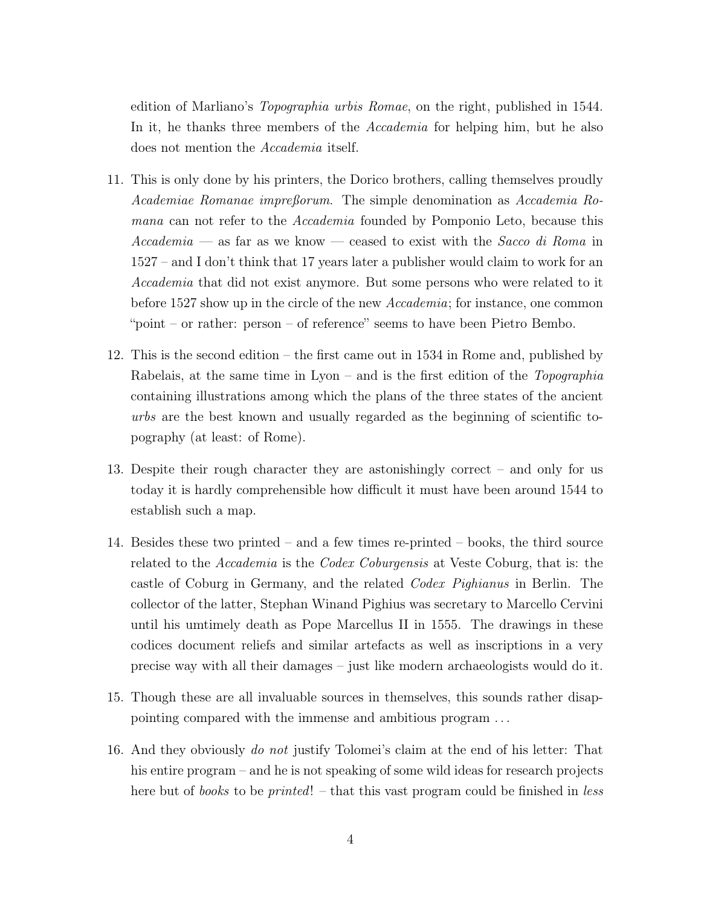edition of Marliano's *Topographia urbis Romae*, on the right, published in 1544. In it, he thanks three members of the *Accademia* for helping him, but he also does not mention the *Accademia* itself.

11. This is only done by his printers, the Dorico brothers, calling themselves proudly *Academiae Romanae impreßorum*. The simple denomination as *Accademia Romana* can not refer to the *Accademia* founded by Pomponio Leto, because this *Accademia* — as far as we know — ceased to exist with the *Sacco di Roma* in 1527 – and I don't think that 17 years later a publisher would claim to work for an *Accademia* that did not exist anymore. But some persons who were related to it before 1527 show up in the circle of the new *Accademia*; for instance, one common "point – or rather: person – of reference" seems to have been Pietro Bembo.

12. This is the second edition – the first came out in 1534 in Rome and, published by Rabelais, at the same time in Lyon – and is the first edition of the *Topographia* containing illustrations among which the plans of the three states of the ancient *urbs* are the best known and usually regarded as the beginning of scientific topography (at least: of Rome).

13. Despite their rough character they are astonishingly correct – and only for us today it is hardly comprehensible how difficult it must have been around 1544 to establish such a map.

14. Besides these two printed – and a few times re-printed – books, the third source related to the *Accademia* is the *Codex Coburgensis* at Veste Coburg, that is: the castle of Coburg in Germany, and the related *Codex Pighianus* in Berlin. The collector of the latter, Stephan Winand Pighius was secretary to Marcello Cervini until his umtimely death as Pope Marcellus II in 1555. The drawings in these codices document reliefs and similar artefacts as well as inscriptions in a very precise way with all their damages – just like modern archaeologists would do it.

15. Though these are all invaluable sources in themselves, this sounds rather disappointing compared with the immense and ambitious program ...

16. And they obviously *do not* justify Tolomei's claim at the end of his letter: That his entire program – and he is not speaking of some wild ideas for research projects here but of *books* to be *printed*! – that this vast program could be finished in *less*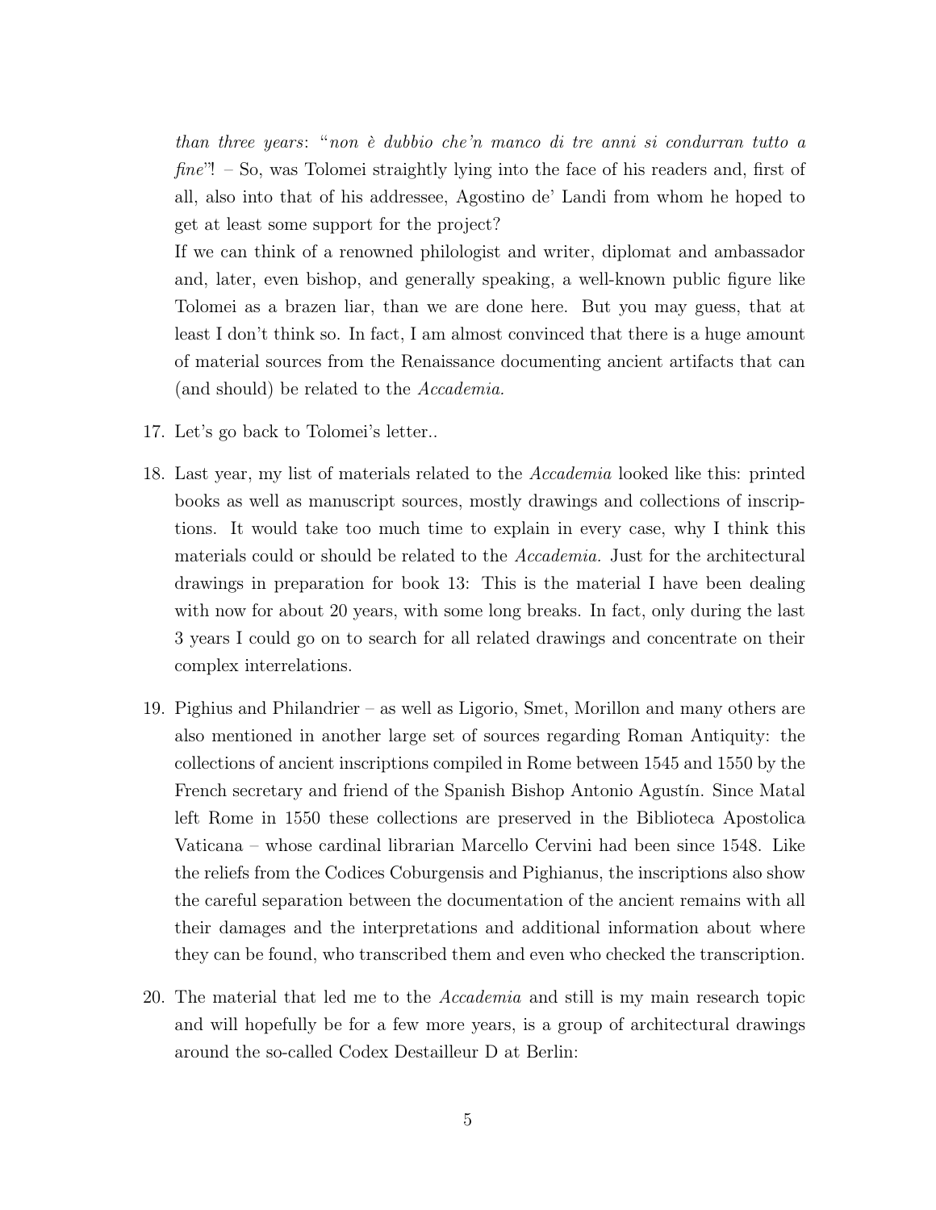*than three years*: "*non è dubbio che'n manco di tre anni si condurran tutto a fine*"! – So, was Tolomei straightly lying into the face of his readers and, first of all, also into that of his addressee, Agostino de' Landi from whom he hoped to get at least some support for the project?

If we can think of a renowned philologist and writer, diplomat and ambassador and, later, even bishop, and generally speaking, a well-known public figure like Tolomei as a brazen liar, than we are done here. But you may guess, that at least I don't think so. In fact, I am almost convinced that there is a huge amount of material sources from the Renaissance documenting ancient artifacts that can (and should) be related to the *Accademia.*

17. Let's go back to Tolomei's letter..

18. Last year, my list of materials related to the *Accademia* looked like this: printed books as well as manuscript sources, mostly drawings and collections of inscriptions. It would take too much time to explain in every case, why I think this materials could or should be related to the *Accademia.* Just for the architectural drawings in preparation for book 13: This is the material I have been dealing with now for about 20 years, with some long breaks. In fact, only during the last 3 years I could go on to search for all related drawings and concentrate on their complex interrelations.

19. Pighius and Philandrier – as well as Ligorio, Smet, Morillon and many others are also mentioned in another large set of sources regarding Roman Antiquity: the collections of ancient inscriptions compiled in Rome between 1545 and 1550 by the French secretary and friend of the Spanish Bishop Antonio Agustín. Since Matal left Rome in 1550 these collections are preserved in the Biblioteca Apostolica Vaticana – whose cardinal librarian Marcello Cervini had been since 1548. Like the reliefs from the Codices Coburgensis and Pighianus, the inscriptions also show the careful separation between the documentation of the ancient remains with all their damages and the interpretations and additional information about where they can be found, who transcribed them and even who checked the transcription.

20. The material that led me to the *Accademia* and still is my main research topic and will hopefully be for a few more years, is a group of architectural drawings around the so-called Codex Destailleur D at Berlin: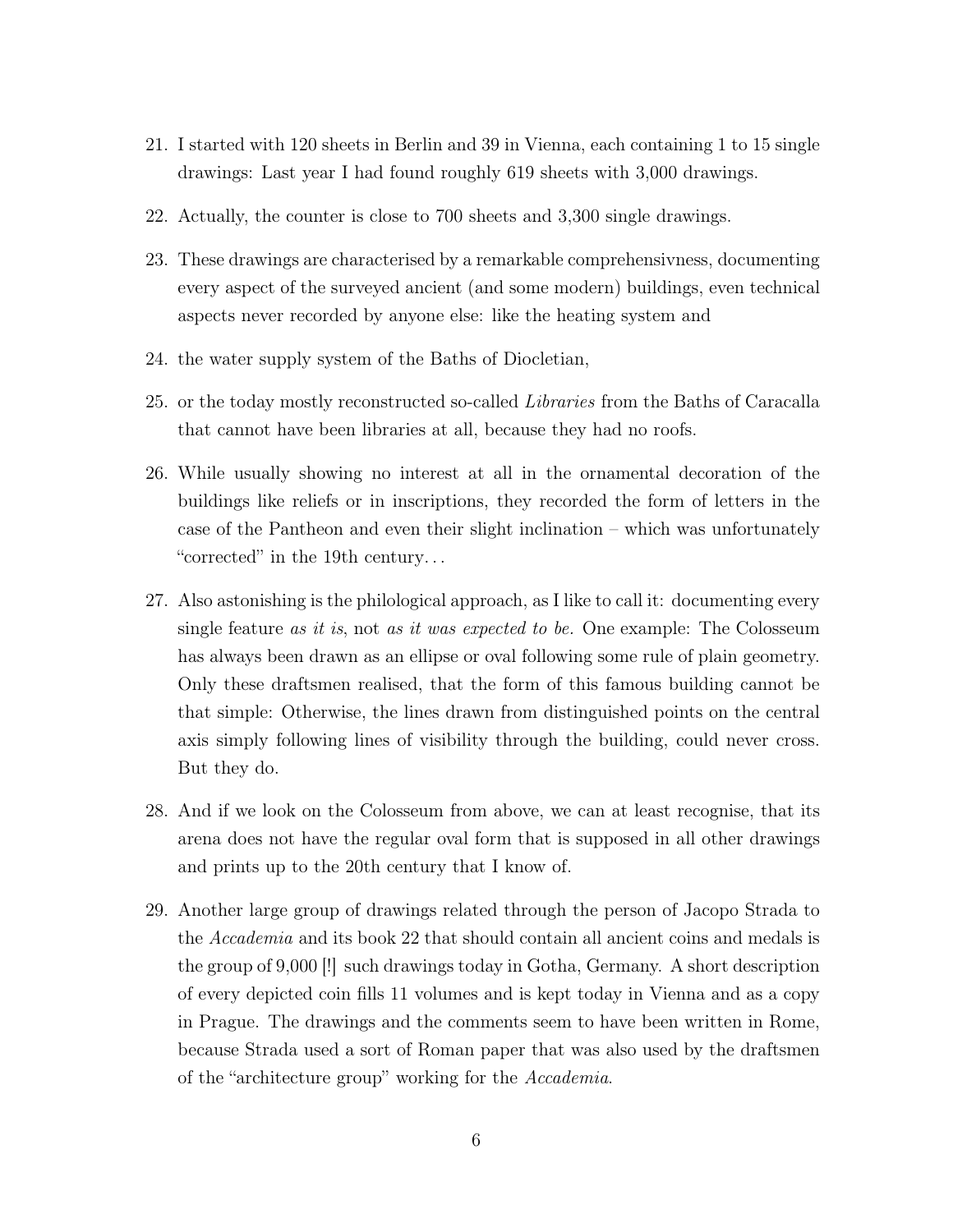21. I started with 120 sheets in Berlin and 39 in Vienna, each containing 1 to 15 single drawings: Last year I had found roughly 619 sheets with 3,000 drawings.

22. Actually, the counter is close to 700 sheets and 3,300 single drawings.

23. These drawings are characterised by a remarkable comprehensivness, documenting every aspect of the surveyed ancient (and some modern) buildings, even technical aspects never recorded by anyone else: like the heating system and

24. the water supply system of the Baths of Diocletian,

25. or the today mostly reconstructed so-called *Libraries* from the Baths of Caracalla that cannot have been libraries at all, because they had no roofs.

26. While usually showing no interest at all in the ornamental decoration of the buildings like reliefs or in inscriptions, they recorded the form of letters in the case of the Pantheon and even their slight inclination – which was unfortunately "corrected" in the 19th century…

27. Also astonishing is the philological approach, as I like to call it: documenting every single feature *as it is*, not *as it was expected to be.* One example: The Colosseum has always been drawn as an ellipse or oval following some rule of plain geometry. Only these draftsmen realised, that the form of this famous building cannot be that simple: Otherwise, the lines drawn from distinguished points on the central axis simply following lines of visibility through the building, could never cross. But they do.

28. And if we look on the Colosseum from above, we can at least recognise, that its arena does not have the regular oval form that is supposed in all other drawings and prints up to the 20th century that I know of.

29. Another large group of drawings related through the person of Jacopo Strada to the *Accademia* and its book 22 that should contain all ancient coins and medals is the group of 9,000 [!] such drawings today in Gotha, Germany. A short description of every depicted coin fills 11 volumes and is kept today in Vienna and as a copy in Prague. The drawings and the comments seem to have been written in Rome, because Strada used a sort of Roman paper that was also used by the draftsmen of the "architecture group" working for the *Accademia*.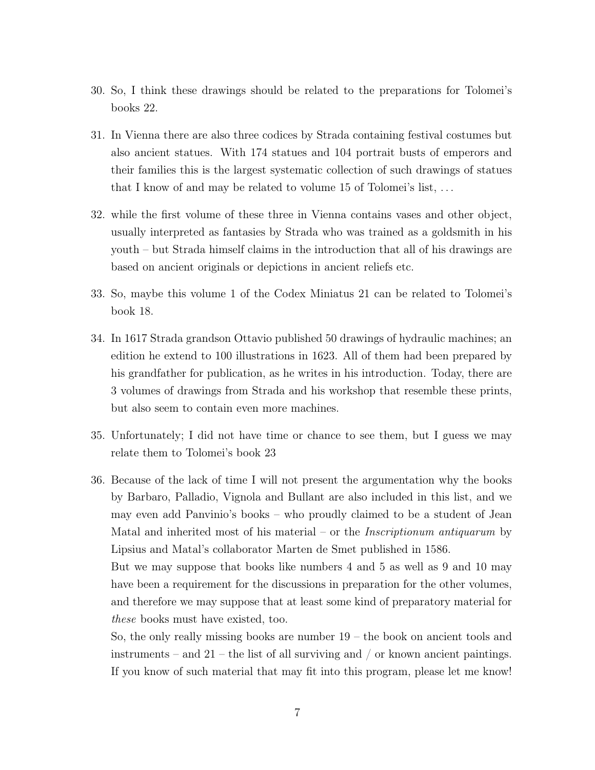30. So, I think these drawings should be related to the preparations for Tolomei's books 22.

31. In Vienna there are also three codices by Strada containing festival costumes but also ancient statues. With 174 statues and 104 portrait busts of emperors and their families this is the largest systematic collection of such drawings of statues that I know of and may be related to volume 15 of Tolomei's list, . . .

32. while the first volume of these three in Vienna contains vases and other object, usually interpreted as fantasies by Strada who was trained as a goldsmith in his youth – but Strada himself claims in the introduction that all of his drawings are based on ancient originals or depictions in ancient reliefs etc.

33. So, maybe this volume 1 of the Codex Miniatus 21 can be related to Tolomei's book 18.

34. In 1617 Strada grandson Ottavio published 50 drawings of hydraulic machines; an edition he extend to 100 illustrations in 1623. All of them had been prepared by his grandfather for publication, as he writes in his introduction. Today, there are 3 volumes of drawings from Strada and his workshop that resemble these prints, but also seem to contain even more machines.

35. Unfortunately; I did not have time or chance to see them, but I guess we may relate them to Tolomei's book 23

36. Because of the lack of time I will not present the argumentation why the books by Barbaro, Palladio, Vignola and Bullant are also included in this list, and we may even add Panvinio's books – who proudly claimed to be a student of Jean Matal and inherited most of his material – or the *Inscriptionum antiquarum* by Lipsius and Matal's collaborator Marten de Smet published in 1586.
    But we may suppose that books like numbers 4 and 5 as well as 9 and 10 may have been a requirement for the discussions in preparation for the other volumes, and therefore we may suppose that at least some kind of preparatory material for *these* books must have existed, too.
    So, the only really missing books are number 19 – the book on ancient tools and instruments – and 21 – the list of all surviving and / or known ancient paintings. If you know of such material that may fit into this program, please let me know!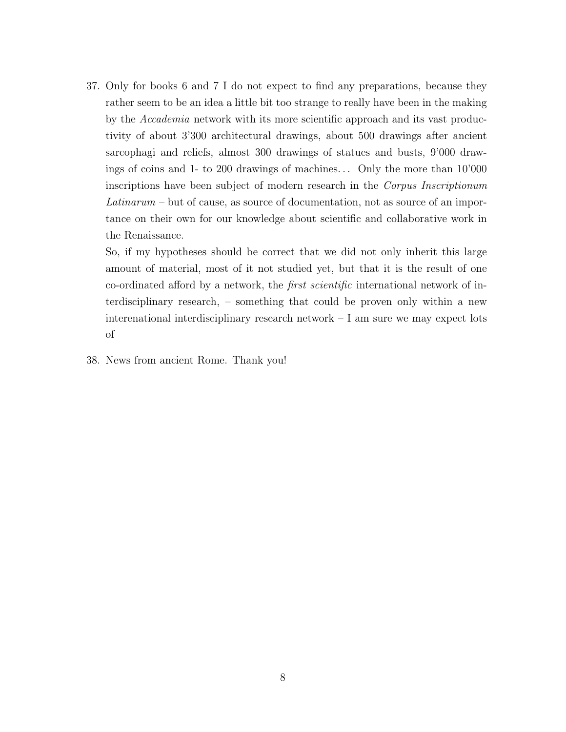37. Only for books 6 and 7 I do not expect to find any preparations, because they rather seem to be an idea a little bit too strange to really have been in the making by the *Accademia* network with its more scientific approach and its vast productivity of about 3'300 architectural drawings, about 500 drawings after ancient sarcophagi and reliefs, almost 300 drawings of statues and busts, 9'000 drawings of coins and 1- to 200 drawings of machines... Only the more than 10'000 inscriptions have been subject of modern research in the *Corpus Inscriptionum Latinarum* – but of cause, as source of documentation, not as source of an importance on their own for our knowledge about scientific and collaborative work in the Renaissance.

    So, if my hypotheses should be correct that we did not only inherit this large amount of material, most of it not studied yet, but that it is the result of one co-ordinated afford by a network, the *first scientific* international network of interdisciplinary research, – something that could be proven only within a new interenational interdisciplinary research network – I am sure we may expect lots of

38. News from ancient Rome. Thank you!